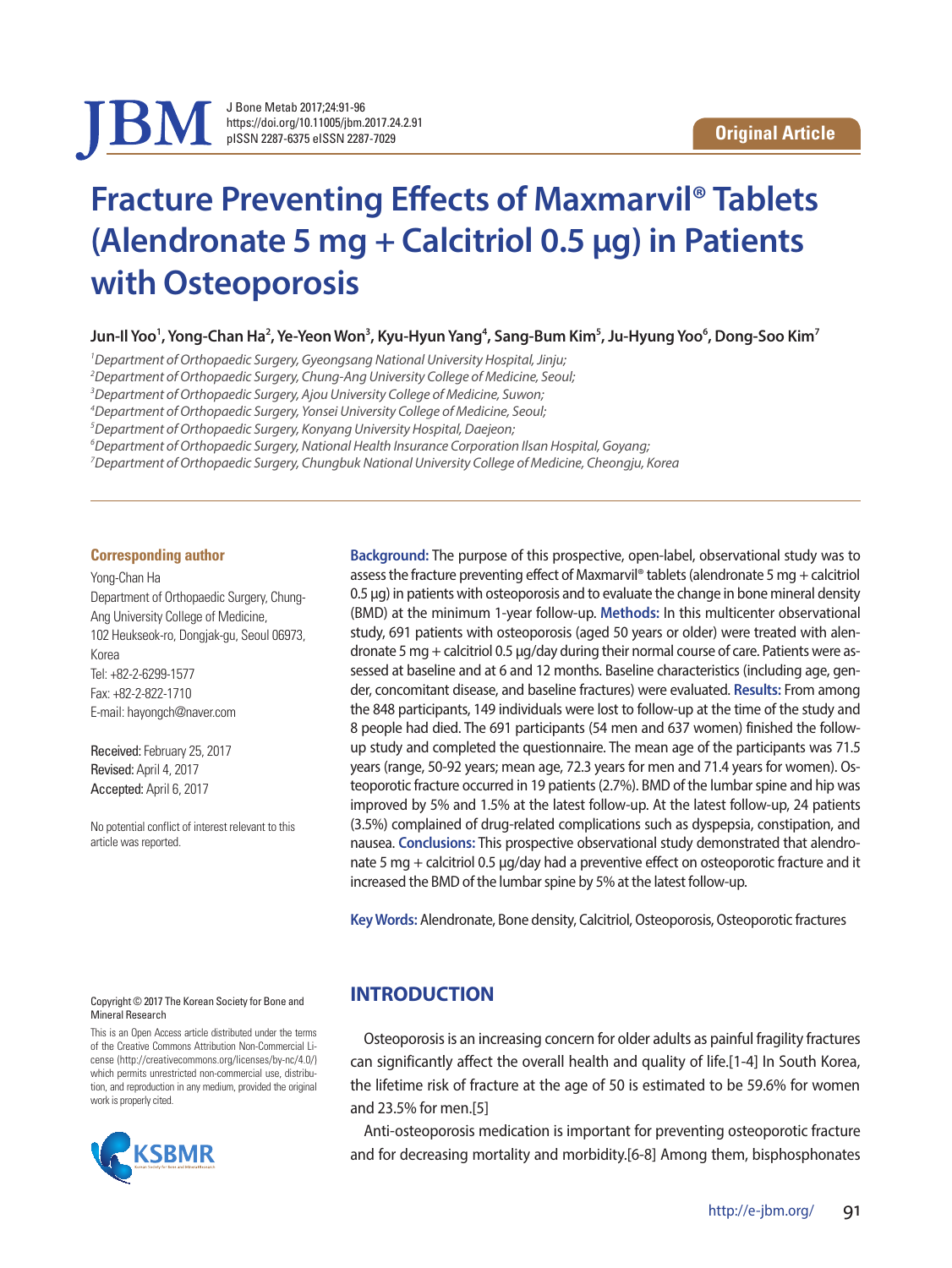Original Article

# Fracture Preventing Effects of Maxmarvil® Tablets (Alendronate 5 mg + Calcitriol 0.5 μg) in Patients with Osteoporosis

**Jun-Il Yoo[1], Yong-Chan Ha[2], Ye-Yeon Won[3], Kyu-Hyun Yang[4], Sang-Bum Kim[5], Ju-Hyung Yoo[6], Dong-Soo Kim[7]**

*[1]Department of Orthopaedic Surgery, Gyeongsang National University Hospital, Jinju;*
*[2]Department of Orthopaedic Surgery, Chung-Ang University College of Medicine, Seoul;*
*[3]Department of Orthopaedic Surgery, Ajou University College of Medicine, Suwon;*
*[4]Department of Orthopaedic Surgery, Yonsei University College of Medicine, Seoul;*
*[5]Department of Orthopaedic Surgery, Konyang University Hospital, Daejeon;*
*[6]Department of Orthopaedic Surgery, National Health Insurance Corporation Ilsan Hospital, Goyang;*
*[7]Department of Orthopaedic Surgery, Chungbuk National University College of Medicine, Cheongju, Korea*

**Corresponding author**
Yong-Chan Ha
Department of Orthopaedic Surgery, Chung-Ang University College of Medicine, 102 Heukseok-ro, Dongjak-gu, Seoul 06973, Korea
Tel: +82-2-6299-1577
Fax: +82-2-822-1710
E-mail: hayongch@naver.com

Received: February 25, 2017
Revised: April 4, 2017
Accepted: April 6, 2017

No potential conflict of interest relevant to this article was reported.

**Background:** The purpose of this prospective, open-label, observational study was to assess the fracture preventing effect of Maxmarvil® tablets (alendronate 5 mg + calcitriol 0.5 μg) in patients with osteoporosis and to evaluate the change in bone mineral density (BMD) at the minimum 1-year follow-up. **Methods:** In this multicenter observational study, 691 patients with osteoporosis (aged 50 years or older) were treated with alendronate 5 mg + calcitriol 0.5 μg/day during their normal course of care. Patients were assessed at baseline and at 6 and 12 months. Baseline characteristics (including age, gender, concomitant disease, and baseline fractures) were evaluated. **Results:** From among the 848 participants, 149 individuals were lost to follow-up at the time of the study and 8 people had died. The 691 participants (54 men and 637 women) finished the follow-up study and completed the questionnaire. The mean age of the participants was 71.5 years (range, 50-92 years; mean age, 72.3 years for men and 71.4 years for women). Osteoporotic fracture occurred in 19 patients (2.7%). BMD of the lumbar spine and hip was improved by 5% and 1.5% at the latest follow-up. At the latest follow-up, 24 patients (3.5%) complained of drug-related complications such as dyspepsia, constipation, and nausea. **Conclusions:** This prospective observational study demonstrated that alendronate 5 mg + calcitriol 0.5 μg/day had a preventive effect on osteoporotic fracture and it increased the BMD of the lumbar spine by 5% at the latest follow-up.

**Key Words:** Alendronate, Bone density, Calcitriol, Osteoporosis, Osteoporotic fractures

Copyright © 2017 The Korean Society for Bone and Mineral Research

This is an Open Access article distributed under the terms of the Creative Commons Attribution Non-Commercial License (http://creativecommons.org/licenses/by-nc/4.0/) which permits unrestricted non-commercial use, distribution, and reproduction in any medium, provided the original work is properly cited.

## INTRODUCTION

Osteoporosis is an increasing concern for older adults as painful fragility fractures can significantly affect the overall health and quality of life.[1-4] In South Korea, the lifetime risk of fracture at the age of 50 is estimated to be 59.6% for women and 23.5% for men.[5]

Anti-osteoporosis medication is important for preventing osteoporotic fracture and for decreasing mortality and morbidity.[6-8] Among them, bisphosphonates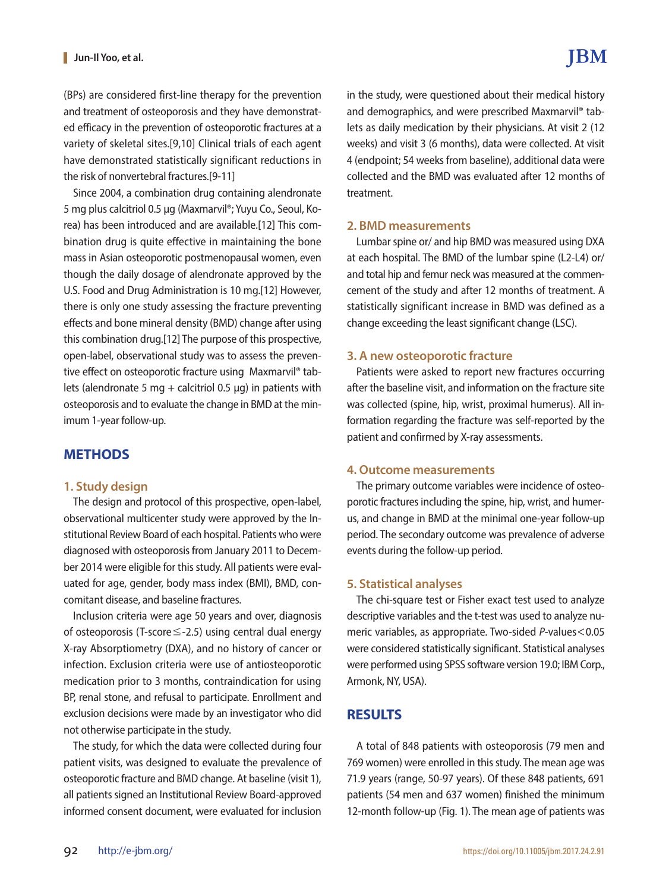(BPs) are considered first-line therapy for the prevention and treatment of osteoporosis and they have demonstrated efficacy in the prevention of osteoporotic fractures at a variety of skeletal sites.[9,10] Clinical trials of each agent have demonstrated statistically significant reductions in the risk of nonvertebral fractures.[9-11]

Since 2004, a combination drug containing alendronate 5 mg plus calcitriol 0.5 μg (Maxmarvil®; Yuyu Co., Seoul, Korea) has been introduced and are available.[12] This combination drug is quite effective in maintaining the bone mass in Asian osteoporotic postmenopausal women, even though the daily dosage of alendronate approved by the U.S. Food and Drug Administration is 10 mg.[12] However, there is only one study assessing the fracture preventing effects and bone mineral density (BMD) change after using this combination drug.[12] The purpose of this prospective, open-label, observational study was to assess the preventive effect on osteoporotic fracture using Maxmarvil® tablets (alendronate 5 mg + calcitriol 0.5 μg) in patients with osteoporosis and to evaluate the change in BMD at the minimum 1-year follow-up.

## METHODS

### 1. Study design

The design and protocol of this prospective, open-label, observational multicenter study were approved by the Institutional Review Board of each hospital. Patients who were diagnosed with osteoporosis from January 2011 to December 2014 were eligible for this study. All patients were evaluated for age, gender, body mass index (BMI), BMD, concomitant disease, and baseline fractures.

Inclusion criteria were age 50 years and over, diagnosis of osteoporosis (T-score ≤ -2.5) using central dual energy X-ray Absorptiometry (DXA), and no history of cancer or infection. Exclusion criteria were use of antiosteoporotic medication prior to 3 months, contraindication for using BP, renal stone, and refusal to participate. Enrollment and exclusion decisions were made by an investigator who did not otherwise participate in the study.

The study, for which the data were collected during four patient visits, was designed to evaluate the prevalence of osteoporotic fracture and BMD change. At baseline (visit 1), all patients signed an Institutional Review Board-approved informed consent document, were evaluated for inclusion in the study, were questioned about their medical history and demographics, and were prescribed Maxmarvil® tablets as daily medication by their physicians. At visit 2 (12 weeks) and visit 3 (6 months), data were collected. At visit 4 (endpoint; 54 weeks from baseline), additional data were collected and the BMD was evaluated after 12 months of treatment.

### 2. BMD measurements

Lumbar spine or/ and hip BMD was measured using DXA at each hospital. The BMD of the lumbar spine (L2-L4) or/ and total hip and femur neck was measured at the commencement of the study and after 12 months of treatment. A statistically significant increase in BMD was defined as a change exceeding the least significant change (LSC).

### 3. A new osteoporotic fracture

Patients were asked to report new fractures occurring after the baseline visit, and information on the fracture site was collected (spine, hip, wrist, proximal humerus). All information regarding the fracture was self-reported by the patient and confirmed by X-ray assessments.

### 4. Outcome measurements

The primary outcome variables were incidence of osteoporotic fractures including the spine, hip, wrist, and humerus, and change in BMD at the minimal one-year follow-up period. The secondary outcome was prevalence of adverse events during the follow-up period.

### 5. Statistical analyses

The chi-square test or Fisher exact test used to analyze descriptive variables and the t-test was used to analyze numeric variables, as appropriate. Two-sided $P$-values < 0.05 were considered statistically significant. Statistical analyses were performed using SPSS software version 19.0; IBM Corp., Armonk, NY, USA).

## RESULTS

A total of 848 patients with osteoporosis (79 men and 769 women) were enrolled in this study. The mean age was 71.9 years (range, 50-97 years). Of these 848 patients, 691 patients (54 men and 637 women) finished the minimum 12-month follow-up (Fig. 1). The mean age of patients was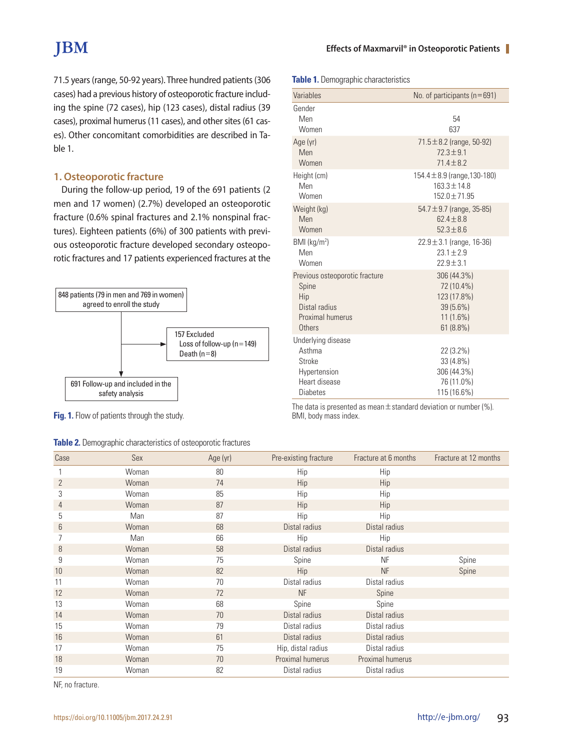71.5 years (range, 50-92 years). Three hundred patients (306 cases) had a previous history of osteoporotic fracture including the spine (72 cases), hip (123 cases), distal radius (39 cases), proximal humerus (11 cases), and other sites (61 cases). Other concomitant comorbidities are described in Table 1.

## 1. Osteoporotic fracture

During the follow-up period, 19 of the 691 patients (2 men and 17 women) (2.7%) developed an osteoporotic fracture (0.6% spinal fractures and 2.1% nonspinal fractures). Eighteen patients (6%) of 300 patients with previous osteoporotic fracture developed secondary osteoporotic fractures and 17 patients experienced fractures at the

```
848 patients (79 in men and 769 in women)
agreed to enroll the study
        |
        |----> 157 Excluded
        |        Loss of follow-up (n=149)
        |        Death (n=8)
        v
691 Follow-up and included in the
safety analysis
```

**Fig. 1.** Flow of patients through the study.

**Table 1.** Demographic characteristics

| Variables | No. of participants (n=691) |
|---|---|
| Gender | |
| Men | 54 |
| Women | 637 |
| Age (yr) | 71.5±8.2 (range, 50-92) |
| Men | 72.3±9.1 |
| Women | 71.4±8.2 |
| Height (cm) | 154.4±8.9 (range,130-180) |
| Men | 163.3±14.8 |
| Women | 152.0±71.95 |
| Weight (kg) | 54.7±9.7 (range, 35-85) |
| Men | 62.4±8.8 |
| Women | 52.3±8.6 |
| BMI (kg/m²) | 22.9±3.1 (range, 16-36) |
| Men | 23.1±2.9 |
| Women | 22.9±3.1 |
| Previous osteoporotic fracture | 306 (44.3%) |
| Spine | 72 (10.4%) |
| Hip | 123 (17.8%) |
| Distal radius | 39 (5.6%) |
| Proximal humerus | 11 (1.6%) |
| Others | 61 (8.8%) |
| Underlying disease | |
| Asthma | 22 (3.2%) |
| Stroke | 33 (4.8%) |
| Hypertension | 306 (44.3%) |
| Heart disease | 76 (11.0%) |
| Diabetes | 115 (16.6%) |

The data is presented as mean±standard deviation or number (%). BMI, body mass index.

**Table 2.** Demographic characteristics of osteoporotic fractures

| Case | Sex | Age (yr) | Pre-existing fracture | Fracture at 6 months | Fracture at 12 months |
|---|---|---|---|---|---|
| 1 | Woman | 80 | Hip | Hip | |
| 2 | Woman | 74 | Hip | Hip | |
| 3 | Woman | 85 | Hip | Hip | |
| 4 | Woman | 87 | Hip | Hip | |
| 5 | Man | 87 | Hip | Hip | |
| 6 | Woman | 68 | Distal radius | Distal radius | |
| 7 | Man | 66 | Hip | Hip | |
| 8 | Woman | 58 | Distal radius | Distal radius | |
| 9 | Woman | 75 | Spine | NF | Spine |
| 10 | Woman | 82 | Hip | NF | Spine |
| 11 | Woman | 70 | Distal radius | Distal radius | |
| 12 | Woman | 72 | NF | Spine | |
| 13 | Woman | 68 | Spine | Spine | |
| 14 | Woman | 70 | Distal radius | Distal radius | |
| 15 | Woman | 79 | Distal radius | Distal radius | |
| 16 | Woman | 61 | Distal radius | Distal radius | |
| 17 | Woman | 75 | Hip, distal radius | Distal radius | |
| 18 | Woman | 70 | Proximal humerus | Proximal humerus | |
| 19 | Woman | 82 | Distal radius | Distal radius | |

NF, no fracture.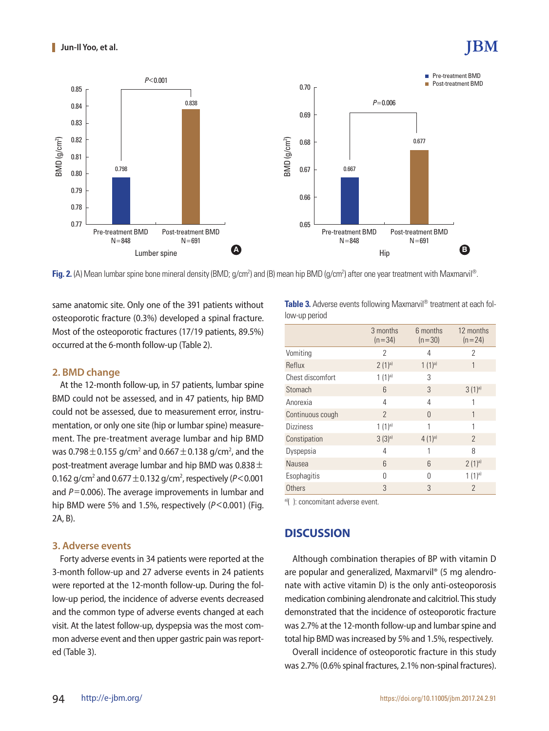Fig. 2. (A) Mean lumbar spine bone mineral density (BMD; g/cm²) and (B) mean hip BMD (g/cm²) after one year treatment with Maxmarvil®.

same anatomic site. Only one of the 391 patients without osteoporotic fracture (0.3%) developed a spinal fracture. Most of the osteoporotic fractures (17/19 patients, 89.5%) occurred at the 6-month follow-up (Table 2).

## 2. BMD change

At the 12-month follow-up, in 57 patients, lumbar spine BMD could not be assessed, and in 47 patients, hip BMD could not be assessed, due to measurement error, instrumentation, or only one site (hip or lumbar spine) measurement. The pre-treatment average lumbar and hip BMD was $0.798 \pm 0.155$ g/cm² and $0.667 \pm 0.138$ g/cm², and the post-treatment average lumbar and hip BMD was $0.838 \pm 0.162$ g/cm² and $0.677 \pm 0.132$ g/cm², respectively ($P<0.001$ and $P=0.006$). The average improvements in lumbar and hip BMD were 5% and 1.5%, respectively ($P<0.001$) (Fig. 2A, B).

## 3. Adverse events

Forty adverse events in 34 patients were reported at the 3-month follow-up and 27 adverse events in 24 patients were reported at the 12-month follow-up. During the follow-up period, the incidence of adverse events decreased and the common type of adverse events changed at each visit. At the latest follow-up, dyspepsia was the most common adverse event and then upper gastric pain was reported (Table 3).

**Table 3.** Adverse events following Maxmarvil® treatment at each follow-up period

| | 3 months (n=34) | 6 months (n=30) | 12 months (n=24) |
|---|---|---|---|
| Vomiting | 2 | 4 | 2 |
| Reflux | 2 (1)[a] | 1 (1)[a] | 1 |
| Chest discomfort | 1 (1)[a] | 3 | |
| Stomach | 6 | 3 | 3 (1)[a] |
| Anorexia | 4 | 4 | 1 |
| Continuous cough | 2 | 0 | 1 |
| Dizziness | 1 (1)[a] | 1 | 1 |
| Constipation | 3 (3)[a] | 4 (1)[a] | 2 |
| Dyspepsia | 4 | 1 | 8 |
| Nausea | 6 | 6 | 2 (1)[a] |
| Esophagitis | 0 | 0 | 1 (1)[a] |
| Others | 3 | 3 | 2 |

[a]( ): concomitant adverse event.

# DISCUSSION

Although combination therapies of BP with vitamin D are popular and generalized, Maxmarvil® (5 mg alendronate with active vitamin D) is the only anti-osteoporosis medication combining alendronate and calcitriol. This study demonstrated that the incidence of osteoporotic fracture was 2.7% at the 12-month follow-up and lumbar spine and total hip BMD was increased by 5% and 1.5%, respectively.

Overall incidence of osteoporotic fracture in this study was 2.7% (0.6% spinal fractures, 2.1% non-spinal fractures).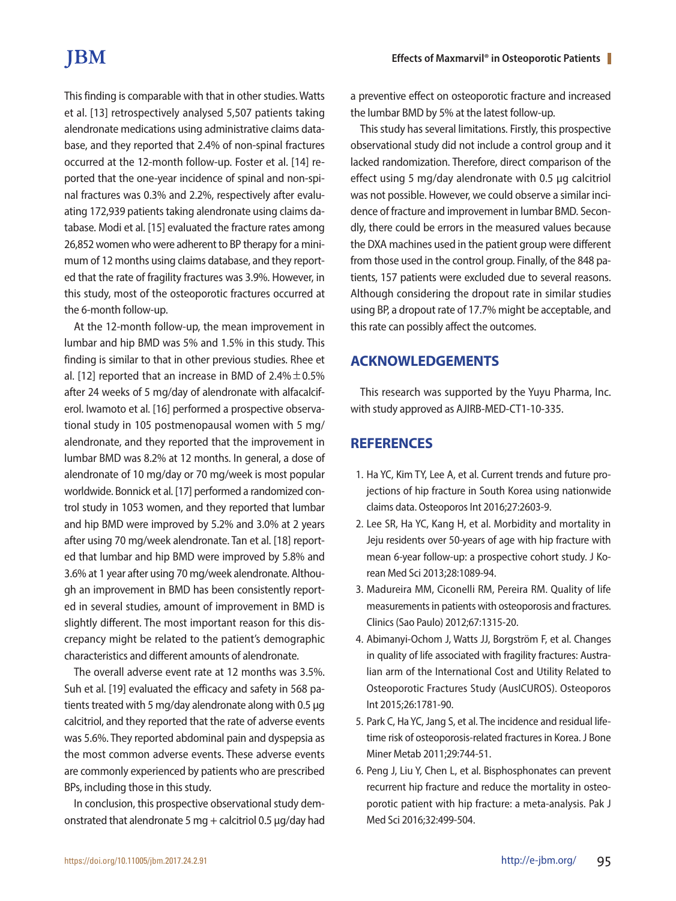This finding is comparable with that in other studies. Watts et al. [13] retrospectively analysed 5,507 patients taking alendronate medications using administrative claims database, and they reported that 2.4% of non-spinal fractures occurred at the 12-month follow-up. Foster et al. [14] reported that the one-year incidence of spinal and non-spinal fractures was 0.3% and 2.2%, respectively after evaluating 172,939 patients taking alendronate using claims database. Modi et al. [15] evaluated the fracture rates among 26,852 women who were adherent to BP therapy for a minimum of 12 months using claims database, and they reported that the rate of fragility fractures was 3.9%. However, in this study, most of the osteoporotic fractures occurred at the 6-month follow-up.

At the 12-month follow-up, the mean improvement in lumbar and hip BMD was 5% and 1.5% in this study. This finding is similar to that in other previous studies. Rhee et al. [12] reported that an increase in BMD of $2.4\% \pm 0.5\%$ after 24 weeks of 5 mg/day of alendronate with alfacalciferol. Iwamoto et al. [16] performed a prospective observational study in 105 postmenopausal women with 5 mg/ alendronate, and they reported that the improvement in lumbar BMD was 8.2% at 12 months. In general, a dose of alendronate of 10 mg/day or 70 mg/week is most popular worldwide. Bonnick et al. [17] performed a randomized control study in 1053 women, and they reported that lumbar and hip BMD were improved by 5.2% and 3.0% at 2 years after using 70 mg/week alendronate. Tan et al. [18] reported that lumbar and hip BMD were improved by 5.8% and 3.6% at 1 year after using 70 mg/week alendronate. Although an improvement in BMD has been consistently reported in several studies, amount of improvement in BMD is slightly different. The most important reason for this discrepancy might be related to the patient's demographic characteristics and different amounts of alendronate.

The overall adverse event rate at 12 months was 3.5%. Suh et al. [19] evaluated the efficacy and safety in 568 patients treated with 5 mg/day alendronate along with 0.5 μg calcitriol, and they reported that the rate of adverse events was 5.6%. They reported abdominal pain and dyspepsia as the most common adverse events. These adverse events are commonly experienced by patients who are prescribed BPs, including those in this study.

In conclusion, this prospective observational study demonstrated that alendronate 5 mg + calcitriol 0.5 μg/day had a preventive effect on osteoporotic fracture and increased the lumbar BMD by 5% at the latest follow-up.

This study has several limitations. Firstly, this prospective observational study did not include a control group and it lacked randomization. Therefore, direct comparison of the effect using 5 mg/day alendronate with 0.5 μg calcitriol was not possible. However, we could observe a similar incidence of fracture and improvement in lumbar BMD. Secondly, there could be errors in the measured values because the DXA machines used in the patient group were different from those used in the control group. Finally, of the 848 patients, 157 patients were excluded due to several reasons. Although considering the dropout rate in similar studies using BP, a dropout rate of 17.7% might be acceptable, and this rate can possibly affect the outcomes.

## ACKNOWLEDGEMENTS

This research was supported by the Yuyu Pharma, Inc. with study approved as AJIRB-MED-CT1-10-335.

## REFERENCES

1. Ha YC, Kim TY, Lee A, et al. Current trends and future projections of hip fracture in South Korea using nationwide claims data. Osteoporos Int 2016;27:2603-9.
2. Lee SR, Ha YC, Kang H, et al. Morbidity and mortality in Jeju residents over 50-years of age with hip fracture with mean 6-year follow-up: a prospective cohort study. J Korean Med Sci 2013;28:1089-94.
3. Madureira MM, Ciconelli RM, Pereira RM. Quality of life measurements in patients with osteoporosis and fractures. Clinics (Sao Paulo) 2012;67:1315-20.
4. Abimanyi-Ochom J, Watts JJ, Borgström F, et al. Changes in quality of life associated with fragility fractures: Australian arm of the International Cost and Utility Related to Osteoporotic Fractures Study (AusICUROS). Osteoporos Int 2015;26:1781-90.
5. Park C, Ha YC, Jang S, et al. The incidence and residual lifetime risk of osteoporosis-related fractures in Korea. J Bone Miner Metab 2011;29:744-51.
6. Peng J, Liu Y, Chen L, et al. Bisphosphonates can prevent recurrent hip fracture and reduce the mortality in osteoporotic patient with hip fracture: a meta-analysis. Pak J Med Sci 2016;32:499-504.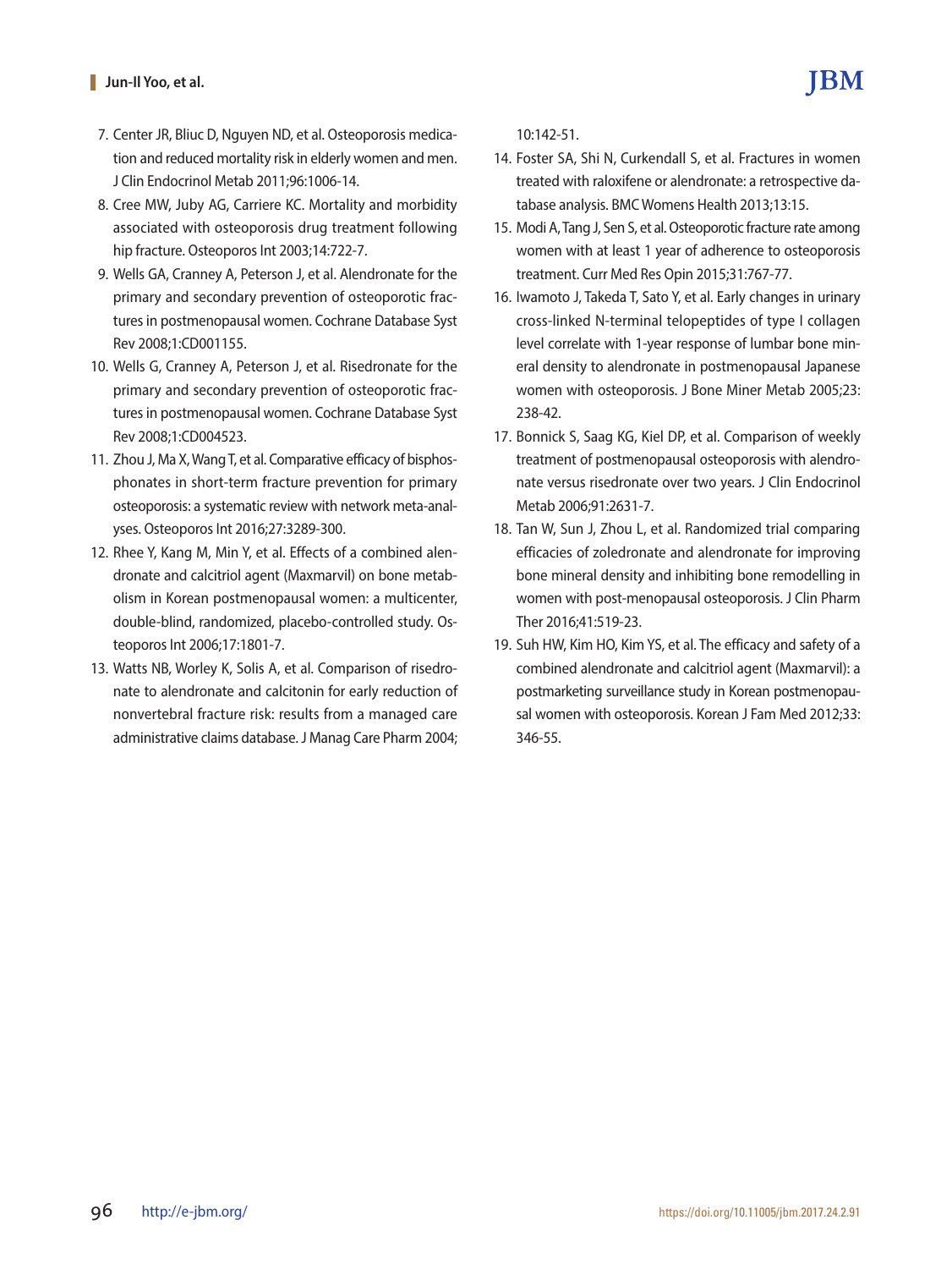7. Center JR, Bliuc D, Nguyen ND, et al. Osteoporosis medication and reduced mortality risk in elderly women and men. J Clin Endocrinol Metab 2011;96:1006-14.
8. Cree MW, Juby AG, Carriere KC. Mortality and morbidity associated with osteoporosis drug treatment following hip fracture. Osteoporos Int 2003;14:722-7.
9. Wells GA, Cranney A, Peterson J, et al. Alendronate for the primary and secondary prevention of osteoporotic fractures in postmenopausal women. Cochrane Database Syst Rev 2008;1:CD001155.
10. Wells G, Cranney A, Peterson J, et al. Risedronate for the primary and secondary prevention of osteoporotic fractures in postmenopausal women. Cochrane Database Syst Rev 2008;1:CD004523.
11. Zhou J, Ma X, Wang T, et al. Comparative efficacy of bisphosphonates in short-term fracture prevention for primary osteoporosis: a systematic review with network meta-analyses. Osteoporos Int 2016;27:3289-300.
12. Rhee Y, Kang M, Min Y, et al. Effects of a combined alendronate and calcitriol agent (Maxmarvil) on bone metabolism in Korean postmenopausal women: a multicenter, double-blind, randomized, placebo-controlled study. Osteoporos Int 2006;17:1801-7.
13. Watts NB, Worley K, Solis A, et al. Comparison of risedronate to alendronate and calcitonin for early reduction of nonvertebral fracture risk: results from a managed care administrative claims database. J Manag Care Pharm 2004;10:142-51.
14. Foster SA, Shi N, Curkendall S, et al. Fractures in women treated with raloxifene or alendronate: a retrospective database analysis. BMC Womens Health 2013;13:15.
15. Modi A, Tang J, Sen S, et al. Osteoporotic fracture rate among women with at least 1 year of adherence to osteoporosis treatment. Curr Med Res Opin 2015;31:767-77.
16. Iwamoto J, Takeda T, Sato Y, et al. Early changes in urinary cross-linked N-terminal telopeptides of type I collagen level correlate with 1-year response of lumbar bone mineral density to alendronate in postmenopausal Japanese women with osteoporosis. J Bone Miner Metab 2005;23:238-42.
17. Bonnick S, Saag KG, Kiel DP, et al. Comparison of weekly treatment of postmenopausal osteoporosis with alendronate versus risedronate over two years. J Clin Endocrinol Metab 2006;91:2631-7.
18. Tan W, Sun J, Zhou L, et al. Randomized trial comparing efficacies of zoledronate and alendronate for improving bone mineral density and inhibiting bone remodelling in women with post-menopausal osteoporosis. J Clin Pharm Ther 2016;41:519-23.
19. Suh HW, Kim HO, Kim YS, et al. The efficacy and safety of a combined alendronate and calcitriol agent (Maxmarvil): a postmarketing surveillance study in Korean postmenopausal women with osteoporosis. Korean J Fam Med 2012;33:346-55.